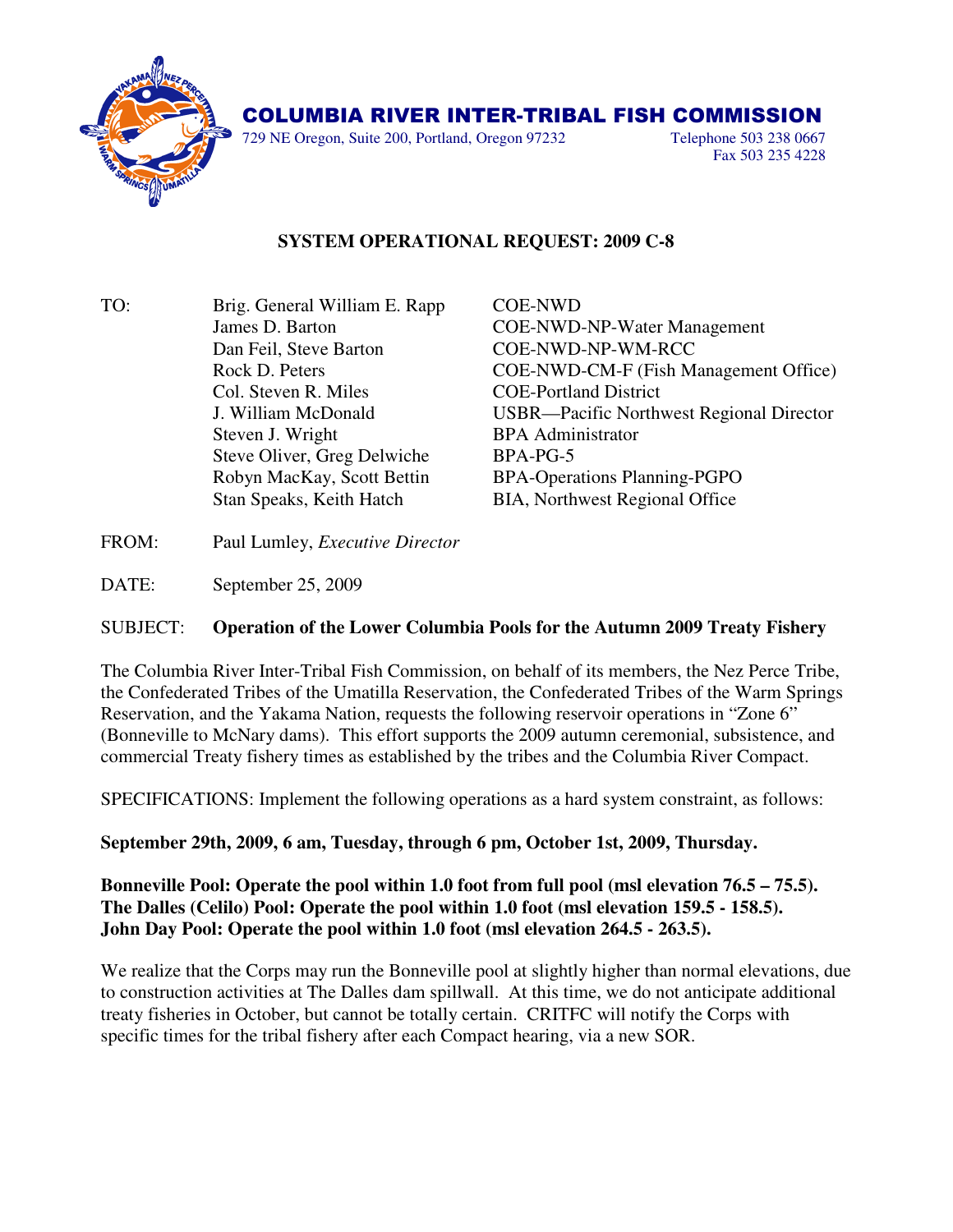# COLUMBIA RIVER INTER-TRIBAL FISH COMMISSION

729 NE Oregon, Suite 200, Portland, Oregon 97232

Telephone 503 238 0667
Fax 503 235 4228

## SYSTEM OPERATIONAL REQUEST: 2009 C-8

| | | |
|---|---|---|
| TO: | Brig. General William E. Rapp | COE-NWD |
| | James D. Barton | COE-NWD-NP-Water Management |
| | Dan Feil, Steve Barton | COE-NWD-NP-WM-RCC |
| | Rock D. Peters | COE-NWD-CM-F (Fish Management Office) |
| | Col. Steven R. Miles | COE-Portland District |
| | J. William McDonald | USBR—Pacific Northwest Regional Director |
| | Steven J. Wright | BPA Administrator |
| | Steve Oliver, Greg Delwiche | BPA-PG-5 |
| | Robyn MacKay, Scott Bettin | BPA-Operations Planning-PGPO |
| | Stan Speaks, Keith Hatch | BIA, Northwest Regional Office |

FROM: Paul Lumley, *Executive Director*

DATE: September 25, 2009

SUBJECT: **Operation of the Lower Columbia Pools for the Autumn 2009 Treaty Fishery**

The Columbia River Inter-Tribal Fish Commission, on behalf of its members, the Nez Perce Tribe, the Confederated Tribes of the Umatilla Reservation, the Confederated Tribes of the Warm Springs Reservation, and the Yakama Nation, requests the following reservoir operations in "Zone 6" (Bonneville to McNary dams). This effort supports the 2009 autumn ceremonial, subsistence, and commercial Treaty fishery times as established by the tribes and the Columbia River Compact.

SPECIFICATIONS: Implement the following operations as a hard system constraint, as follows:

**September 29th, 2009, 6 am, Tuesday, through 6 pm, October 1st, 2009, Thursday.**

**Bonneville Pool: Operate the pool within 1.0 foot from full pool (msl elevation 76.5 – 75.5).**
**The Dalles (Celilo) Pool: Operate the pool within 1.0 foot (msl elevation 159.5 - 158.5).**
**John Day Pool: Operate the pool within 1.0 foot (msl elevation 264.5 - 263.5).**

We realize that the Corps may run the Bonneville pool at slightly higher than normal elevations, due to construction activities at The Dalles dam spillwall. At this time, we do not anticipate additional treaty fisheries in October, but cannot be totally certain. CRITFC will notify the Corps with specific times for the tribal fishery after each Compact hearing, via a new SOR.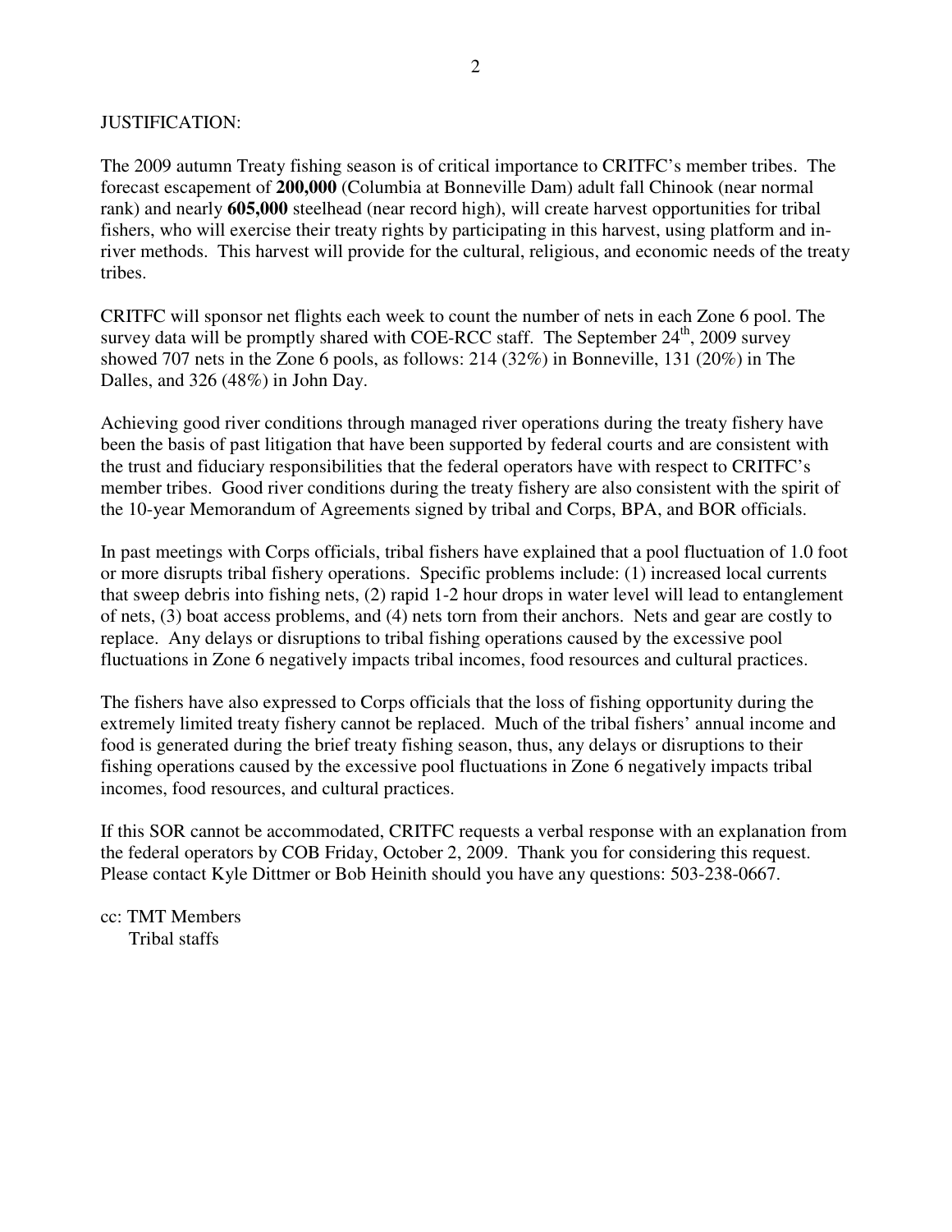JUSTIFICATION:

The 2009 autumn Treaty fishing season is of critical importance to CRITFC's member tribes. The forecast escapement of **200,000** (Columbia at Bonneville Dam) adult fall Chinook (near normal rank) and nearly **605,000** steelhead (near record high), will create harvest opportunities for tribal fishers, who will exercise their treaty rights by participating in this harvest, using platform and in-river methods. This harvest will provide for the cultural, religious, and economic needs of the treaty tribes.

CRITFC will sponsor net flights each week to count the number of nets in each Zone 6 pool. The survey data will be promptly shared with COE-RCC staff. The September 24th, 2009 survey showed 707 nets in the Zone 6 pools, as follows: 214 (32%) in Bonneville, 131 (20%) in The Dalles, and 326 (48%) in John Day.

Achieving good river conditions through managed river operations during the treaty fishery have been the basis of past litigation that have been supported by federal courts and are consistent with the trust and fiduciary responsibilities that the federal operators have with respect to CRITFC's member tribes. Good river conditions during the treaty fishery are also consistent with the spirit of the 10-year Memorandum of Agreements signed by tribal and Corps, BPA, and BOR officials.

In past meetings with Corps officials, tribal fishers have explained that a pool fluctuation of 1.0 foot or more disrupts tribal fishery operations. Specific problems include: (1) increased local currents that sweep debris into fishing nets, (2) rapid 1-2 hour drops in water level will lead to entanglement of nets, (3) boat access problems, and (4) nets torn from their anchors. Nets and gear are costly to replace. Any delays or disruptions to tribal fishing operations caused by the excessive pool fluctuations in Zone 6 negatively impacts tribal incomes, food resources and cultural practices.

The fishers have also expressed to Corps officials that the loss of fishing opportunity during the extremely limited treaty fishery cannot be replaced. Much of the tribal fishers' annual income and food is generated during the brief treaty fishing season, thus, any delays or disruptions to their fishing operations caused by the excessive pool fluctuations in Zone 6 negatively impacts tribal incomes, food resources, and cultural practices.

If this SOR cannot be accommodated, CRITFC requests a verbal response with an explanation from the federal operators by COB Friday, October 2, 2009. Thank you for considering this request. Please contact Kyle Dittmer or Bob Heinith should you have any questions: 503-238-0667.

cc: TMT Members
Tribal staffs